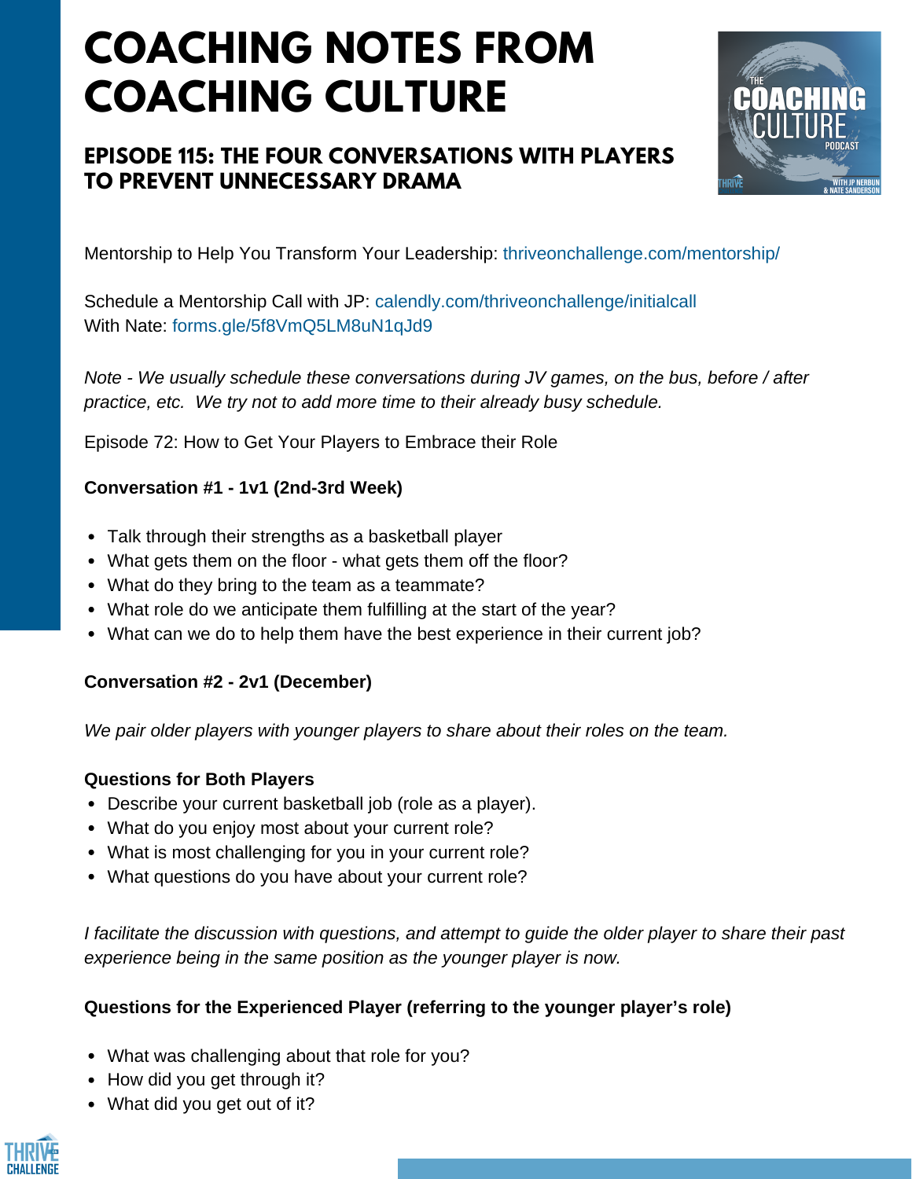# COACHING NOTES FROM COACHING CULTURE

## EPISODE 115: THE FOUR CONVERSATIONS WITH PLAYERS TO PREVENT UNNECESSARY DRAMA

Mentorship to Help You Transform Your Leadership: thriveonchallenge.com/mentorship/

Schedule a Mentorship Call with JP: calendly.com/thriveonchallenge/initialcall
With Nate: forms.gle/5f8VmQ5LM8uN1qJd9

*Note - We usually schedule these conversations during JV games, on the bus, before / after practice, etc. We try not to add more time to their already busy schedule.*

Episode 72: How to Get Your Players to Embrace their Role

**Conversation #1 - 1v1 (2nd-3rd Week)**

- Talk through their strengths as a basketball player
- What gets them on the floor - what gets them off the floor?
- What do they bring to the team as a teammate?
- What role do we anticipate them fulfilling at the start of the year?
- What can we do to help them have the best experience in their current job?

**Conversation #2 - 2v1 (December)**

*We pair older players with younger players to share about their roles on the team.*

**Questions for Both Players**

- Describe your current basketball job (role as a player).
- What do you enjoy most about your current role?
- What is most challenging for you in your current role?
- What questions do you have about your current role?

*I facilitate the discussion with questions, and attempt to guide the older player to share their past experience being in the same position as the younger player is now.*

**Questions for the Experienced Player (referring to the younger player's role)**

- What was challenging about that role for you?
- How did you get through it?
- What did you get out of it?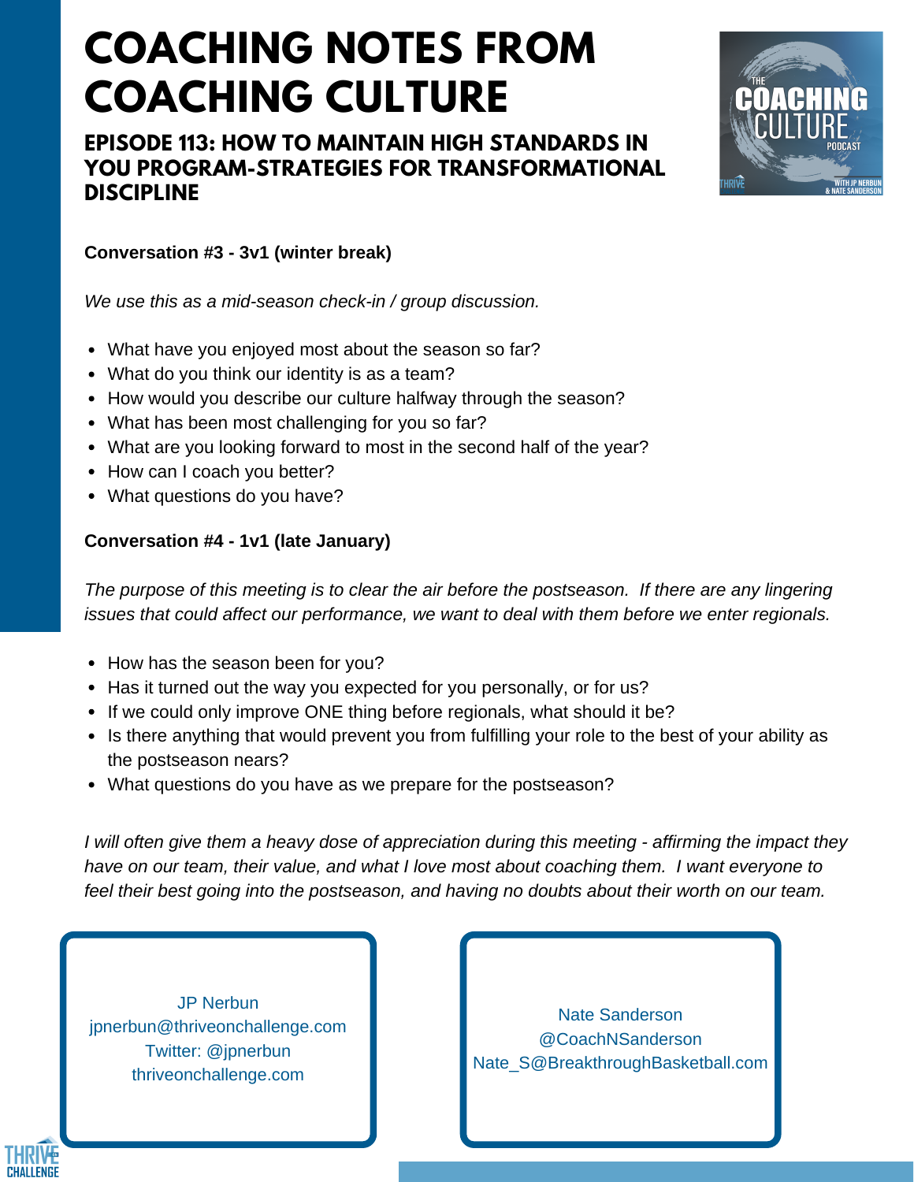# COACHING NOTES FROM COACHING CULTURE

## EPISODE 113: HOW TO MAINTAIN HIGH STANDARDS IN YOU PROGRAM-STRATEGIES FOR TRANSFORMATIONAL DISCIPLINE

**Conversation #3 - 3v1 (winter break)**

*We use this as a mid-season check-in / group discussion.*

- What have you enjoyed most about the season so far?
- What do you think our identity is as a team?
- How would you describe our culture halfway through the season?
- What has been most challenging for you so far?
- What are you looking forward to most in the second half of the year?
- How can I coach you better?
- What questions do you have?

**Conversation #4 - 1v1 (late January)**

*The purpose of this meeting is to clear the air before the postseason. If there are any lingering issues that could affect our performance, we want to deal with them before we enter regionals.*

- How has the season been for you?
- Has it turned out the way you expected for you personally, or for us?
- If we could only improve ONE thing before regionals, what should it be?
- Is there anything that would prevent you from fulfilling your role to the best of your ability as the postseason nears?
- What questions do you have as we prepare for the postseason?

*I will often give them a heavy dose of appreciation during this meeting - affirming the impact they have on our team, their value, and what I love most about coaching them. I want everyone to feel their best going into the postseason, and having no doubts about their worth on our team.*

JP Nerbun
jpnerbun@thriveonchallenge.com
Twitter: @jpnerbun
thriveonchallenge.com

Nate Sanderson
@CoachNSanderson
Nate_S@BreakthroughBasketball.com